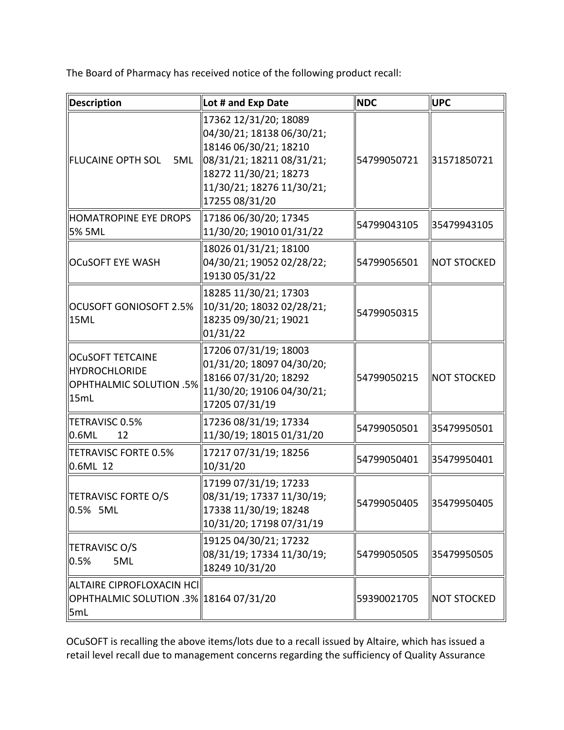The Board of Pharmacy has received notice of the following product recall:

| Description | Lot # and Exp Date | NDC | UPC |
|---|---|---|---|
| FLUCAINE OPTH SOL 5ML | 17362 12/31/20; 18089 04/30/21; 18138 06/30/21; 18146 06/30/21; 18210 08/31/21; 18211 08/31/21; 18272 11/30/21; 18273 11/30/21; 18276 11/30/21; 17255 08/31/20 | 54799050721 | 31571850721 |
| HOMATROPINE EYE DROPS 5% 5ML | 17186 06/30/20; 17345 11/30/20; 19010 01/31/22 | 54799043105 | 35479943105 |
| OCuSOFT EYE WASH | 18026 01/31/21; 18100 04/30/21; 19052 02/28/22; 19130 05/31/22 | 54799056501 | NOT STOCKED |
| OCUSOFT GONIOSOFT 2.5% 15ML | 18285 11/30/21; 17303 10/31/20; 18032 02/28/21; 18235 09/30/21; 19021 01/31/22 | 54799050315 | |
| OCuSOFT TETCAINE HYDROCHLORIDE OPHTHALMIC SOLUTION .5% 15mL | 17206 07/31/19; 18003 01/31/20; 18097 04/30/20; 18166 07/31/20; 18292 11/30/20; 19106 04/30/21; 17205 07/31/19 | 54799050215 | NOT STOCKED |
| TETRAVISC 0.5% 0.6ML 12 | 17236 08/31/19; 17334 11/30/19; 18015 01/31/20 | 54799050501 | 35479950501 |
| TETRAVISC FORTE 0.5% 0.6ML 12 | 17217 07/31/19; 18256 10/31/20 | 54799050401 | 35479950401 |
| TETRAVISC FORTE O/S 0.5% 5ML | 17199 07/31/19; 17233 08/31/19; 17337 11/30/19; 17338 11/30/19; 18248 10/31/20; 17198 07/31/19 | 54799050405 | 35479950405 |
| TETRAVISC O/S 0.5% 5ML | 19125 04/30/21; 17232 08/31/19; 17334 11/30/19; 18249 10/31/20 | 54799050505 | 35479950505 |
| ALTAIRE CIPROFLOXACIN HCl OPHTHALMIC SOLUTION .3% 5mL | 18164 07/31/20 | 59390021705 | NOT STOCKED |

OCuSOFT is recalling the above items/lots due to a recall issued by Altaire, which has issued a retail level recall due to management concerns regarding the sufficiency of Quality Assurance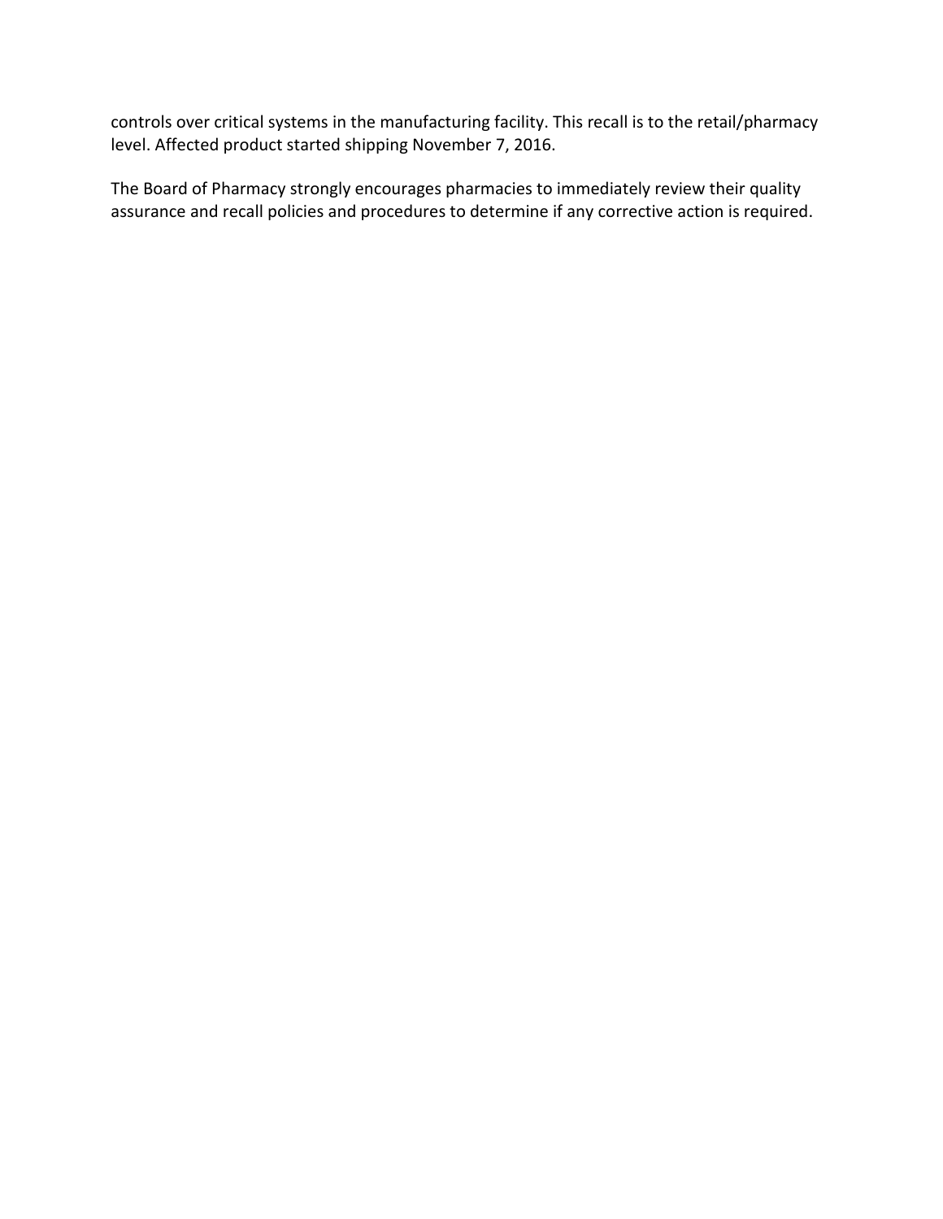controls over critical systems in the manufacturing facility. This recall is to the retail/pharmacy level. Affected product started shipping November 7, 2016.

The Board of Pharmacy strongly encourages pharmacies to immediately review their quality assurance and recall policies and procedures to determine if any corrective action is required.